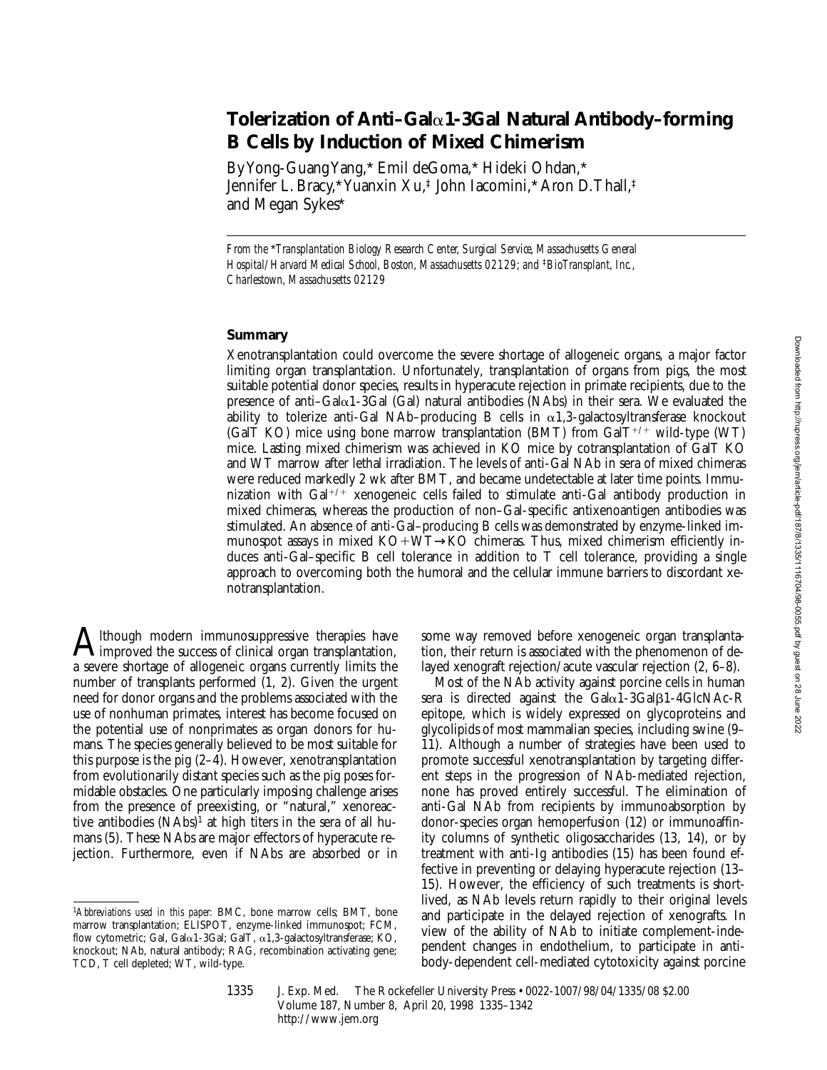# Tolerization of Anti–Gal$\alpha$1-3Gal Natural Antibody–forming B Cells by Induction of Mixed Chimerism

By Yong-Guang Yang,* Emil deGoma,* Hideki Ohdan,* Jennifer L. Bracy,* Yuanxin Xu,‡ John Iacomini,* Aron D. Thall,‡ and Megan Sykes*

*From the \*Transplantation Biology Research Center, Surgical Service, Massachusetts General Hospital/Harvard Medical School, Boston, Massachusetts 02129; and ‡BioTransplant, Inc., Charlestown, Massachusetts 02129*

## Summary

Xenotransplantation could overcome the severe shortage of allogeneic organs, a major factor limiting organ transplantation. Unfortunately, transplantation of organs from pigs, the most suitable potential donor species, results in hyperacute rejection in primate recipients, due to the presence of anti–Gal$\alpha$1-3Gal (Gal) natural antibodies (NAbs) in their sera. We evaluated the ability to tolerize anti-Gal NAb–producing B cells in $\alpha$1,3-galactosyltransferase knockout (GalT KO) mice using bone marrow transplantation (BMT) from GalT$^{+/+}$ wild-type (WT) mice. Lasting mixed chimerism was achieved in KO mice by cotransplantation of GalT KO and WT marrow after lethal irradiation. The levels of anti-Gal NAb in sera of mixed chimeras were reduced markedly 2 wk after BMT, and became undetectable at later time points. Immunization with Gal$^{+/+}$ xenogeneic cells failed to stimulate anti-Gal antibody production in mixed chimeras, whereas the production of non–Gal-specific antixenoantigen antibodies was stimulated. An absence of anti-Gal–producing B cells was demonstrated by enzyme-linked immunospot assays in mixed KO+WT→KO chimeras. Thus, mixed chimerism efficiently induces anti-Gal–specific B cell tolerance in addition to T cell tolerance, providing a single approach to overcoming both the humoral and the cellular immune barriers to discordant xenotransplantation.

Although modern immunosuppressive therapies have improved the success of clinical organ transplantation, a severe shortage of allogeneic organs currently limits the number of transplants performed (1, 2). Given the urgent need for donor organs and the problems associated with the use of nonhuman primates, interest has become focused on the potential use of nonprimates as organ donors for humans. The species generally believed to be most suitable for this purpose is the pig (2–4). However, xenotransplantation from evolutionarily distant species such as the pig poses formidable obstacles. One particularly imposing challenge arises from the presence of preexisting, or "natural," xenoreactive antibodies (NAbs)[1] at high titers in the sera of all humans (5). These NAbs are major effectors of hyperacute rejection. Furthermore, even if NAbs are absorbed or in some way removed before xenogeneic organ transplantation, their return is associated with the phenomenon of delayed xenograft rejection/acute vascular rejection (2, 6–8).

Most of the NAb activity against porcine cells in human sera is directed against the Gal$\alpha$1-3Gal$\beta$1-4GlcNAc-R epitope, which is widely expressed on glycoproteins and glycolipids of most mammalian species, including swine (9–11). Although a number of strategies have been used to promote successful xenotransplantation by targeting different steps in the progression of NAb-mediated rejection, none has proved entirely successful. The elimination of anti-Gal NAb from recipients by immunoabsorption by donor-species organ hemoperfusion (12) or immunoaffinity columns of synthetic oligosaccharides (13, 14), or by treatment with anti-Ig antibodies (15) has been found effective in preventing or delaying hyperacute rejection (13–15). However, the efficiency of such treatments is short-lived, as NAb levels return rapidly to their original levels and participate in the delayed rejection of xenografts. In view of the ability of NAb to initiate complement-independent changes in endothelium, to participate in antibody-dependent cell-mediated cytotoxicity against porcine

[1]*Abbreviations used in this paper:* BMC, bone marrow cells; BMT, bone marrow transplantation; ELISPOT, enzyme-linked immunospot; FCM, flow cytometric; Gal, Gal$\alpha$1-3Gal; GalT, $\alpha$1,3-galactosyltransferase; KO, knockout; NAb, natural antibody; RAG, recombination activating gene; TCD, T cell depleted; WT, wild-type.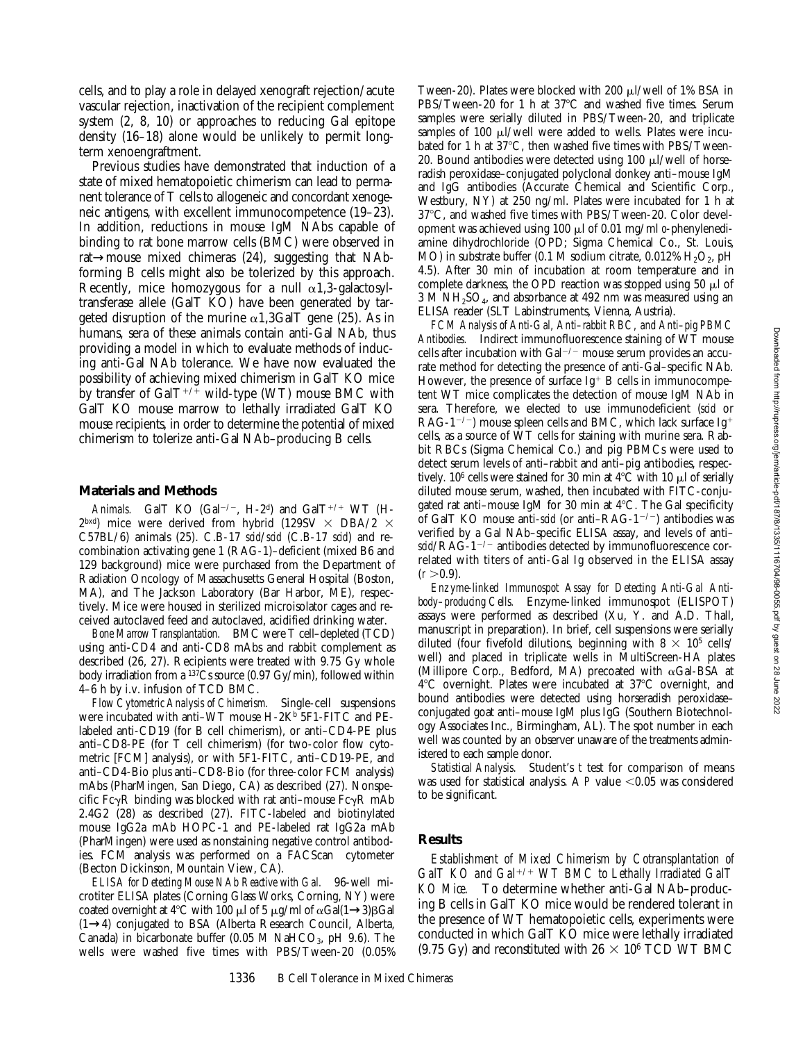cells, and to play a role in delayed xenograft rejection/acute vascular rejection, inactivation of the recipient complement system (2, 8, 10) or approaches to reducing Gal epitope density (16–18) alone would be unlikely to permit long-term xenoengraftment.

Previous studies have demonstrated that induction of a state of mixed hematopoietic chimerism can lead to permanent tolerance of T cells to allogeneic and concordant xenogeneic antigens, with excellent immunocompetence (19–23). In addition, reductions in mouse IgM NAbs capable of binding to rat bone marrow cells (BMC) were observed in rat→mouse mixed chimeras (24), suggesting that NAb-forming B cells might also be tolerized by this approach. Recently, mice homozygous for a null α1,3-galactosyltransferase allele (GalT KO) have been generated by targeted disruption of the murine α1,3GalT gene (25). As in humans, sera of these animals contain anti-Gal NAb, thus providing a model in which to evaluate methods of inducing anti-Gal NAb tolerance. We have now evaluated the possibility of achieving mixed chimerism in GalT KO mice by transfer of $GalT^{+/+}$ wild-type (WT) mouse BMC with GalT KO mouse marrow to lethally irradiated GalT KO mouse recipients, in order to determine the potential of mixed chimerism to tolerize anti-Gal NAb–producing B cells.

## Materials and Methods

*Animals.* GalT KO ($Gal^{-/-}$, H-$2^d$) and $GalT^{+/+}$ WT (H-$2^{bxd}$) mice were derived from hybrid (129SV × DBA/2 × C57BL/6) animals (25). C.B-17 *scid/scid* (C.B-17 *scid*) and recombination activating gene 1 (RAG-1)–deficient (mixed B6 and 129 background) mice were purchased from the Department of Radiation Oncology of Massachusetts General Hospital (Boston, MA), and The Jackson Laboratory (Bar Harbor, ME), respectively. Mice were housed in sterilized microisolator cages and received autoclaved feed and autoclaved, acidified drinking water.

*Bone Marrow Transplantation.* BMC were T cell–depleted (TCD) using anti-CD4 and anti-CD8 mAbs and rabbit complement as described (26, 27). Recipients were treated with 9.75 Gy whole body irradiation from a $^{137}$Cs source (0.97 Gy/min), followed within 4–6 h by i.v. infusion of TCD BMC.

*Flow Cytometric Analysis of Chimerism.* Single-cell suspensions were incubated with anti–WT mouse H-$2K^b$ 5F1-FITC and PE-labeled anti-CD19 (for B cell chimerism), or anti–CD4-PE plus anti–CD8-PE (for T cell chimerism) (for two-color flow cytometric [FCM] analysis), or with 5F1-FITC, anti–CD19-PE, and anti–CD4-Bio plus anti–CD8-Bio (for three-color FCM analysis) mAbs (PharMingen, San Diego, CA) as described (27). Nonspecific FcγR binding was blocked with rat anti–mouse FcγR mAb 2.4G2 (28) as described (27). FITC-labeled and biotinylated mouse IgG2a mAb HOPC-1 and PE-labeled rat IgG2a mAb (PharMingen) were used as nonstaining negative control antibodies. FCM analysis was performed on a FACScan cytometer (Becton Dickinson, Mountain View, CA).

*ELISA for Detecting Mouse NAb Reactive with Gal.* 96-well microtiter ELISA plates (Corning Glass Works, Corning, NY) were coated overnight at 4°C with 100 μl of 5 μg/ml of αGal(1→3)βGal (1→4) conjugated to BSA (Alberta Research Council, Alberta, Canada) in bicarbonate buffer (0.05 M $NaHCO_3$, pH 9.6). The wells were washed five times with PBS/Tween-20 (0.05% Tween-20). Plates were blocked with 200 μl/well of 1% BSA in PBS/Tween-20 for 1 h at 37°C and washed five times. Serum samples were serially diluted in PBS/Tween-20, and triplicate samples of 100 μl/well were added to wells. Plates were incubated for 1 h at 37°C, then washed five times with PBS/Tween-20. Bound antibodies were detected using 100 μl/well of horseradish peroxidase–conjugated polyclonal donkey anti–mouse IgM and IgG antibodies (Accurate Chemical and Scientific Corp., Westbury, NY) at 250 ng/ml. Plates were incubated for 1 h at 37°C, and washed five times with PBS/Tween-20. Color development was achieved using 100 μl of 0.01 mg/ml *o*-phenylenediamine dihydrochloride (OPD; Sigma Chemical Co., St. Louis, MO) in substrate buffer (0.1 M sodium citrate, 0.012% $H_2O_2$, pH 4.5). After 30 min of incubation at room temperature and in complete darkness, the OPD reaction was stopped using 50 μl of 3 M $NH_2SO_4$, and absorbance at 492 nm was measured using an ELISA reader (SLT Labinstruments, Vienna, Austria).

*FCM Analysis of Anti-Gal, Anti–rabbit RBC, and Anti–pig PBMC Antibodies.* Indirect immunofluorescence staining of WT mouse cells after incubation with $Gal^{-/-}$ mouse serum provides an accurate method for detecting the presence of anti-Gal–specific NAb. However, the presence of surface $Ig^+$ B cells in immunocompetent WT mice complicates the detection of mouse IgM NAb in sera. Therefore, we elected to use immunodeficient (*scid* or RAG-$1^{-/-}$) mouse spleen cells and BMC, which lack surface $Ig^+$ cells, as a source of WT cells for staining with murine sera. Rabbit RBCs (Sigma Chemical Co.) and pig PBMCs were used to detect serum levels of anti–rabbit and anti–pig antibodies, respectively. $10^6$ cells were stained for 30 min at 4°C with 10 μl of serially diluted mouse serum, washed, then incubated with FITC-conjugated rat anti–mouse IgM for 30 min at 4°C. The Gal specificity of GalT KO mouse anti-*scid* (or anti–RAG-$1^{-/-}$) antibodies was verified by a Gal NAb–specific ELISA assay, and levels of anti–*scid*/RAG-$1^{-/-}$ antibodies detected by immunofluorescence correlated with titers of anti-Gal Ig observed in the ELISA assay ($r > 0.9$).

*Enzyme-linked Immunospot Assay for Detecting Anti-Gal Antibody–producing Cells.* Enzyme-linked immunospot (ELISPOT) assays were performed as described (Xu, Y. and A.D. Thall, manuscript in preparation). In brief, cell suspensions were serially diluted (four fivefold dilutions, beginning with $8 \times 10^5$ cells/well) and placed in triplicate wells in MultiScreen-HA plates (Millipore Corp., Bedford, MA) precoated with αGal-BSA at 4°C overnight. Plates were incubated at 37°C overnight, and bound antibodies were detected using horseradish peroxidase–conjugated goat anti–mouse IgM plus IgG (Southern Biotechnology Associates Inc., Birmingham, AL). The spot number in each well was counted by an observer unaware of the treatments administered to each sample donor.

*Statistical Analysis.* Student's *t* test for comparison of means was used for statistical analysis. A $P$ value $< 0.05$ was considered to be significant.

## Results

*Establishment of Mixed Chimerism by Cotransplantation of GalT KO and $Gal^{+/+}$ WT BMC to Lethally Irradiated GalT KO Mice.* To determine whether anti-Gal NAb–producing B cells in GalT KO mice would be rendered tolerant in the presence of WT hematopoietic cells, experiments were conducted in which GalT KO mice were lethally irradiated (9.75 Gy) and reconstituted with $26 \times 10^6$ TCD WT BMC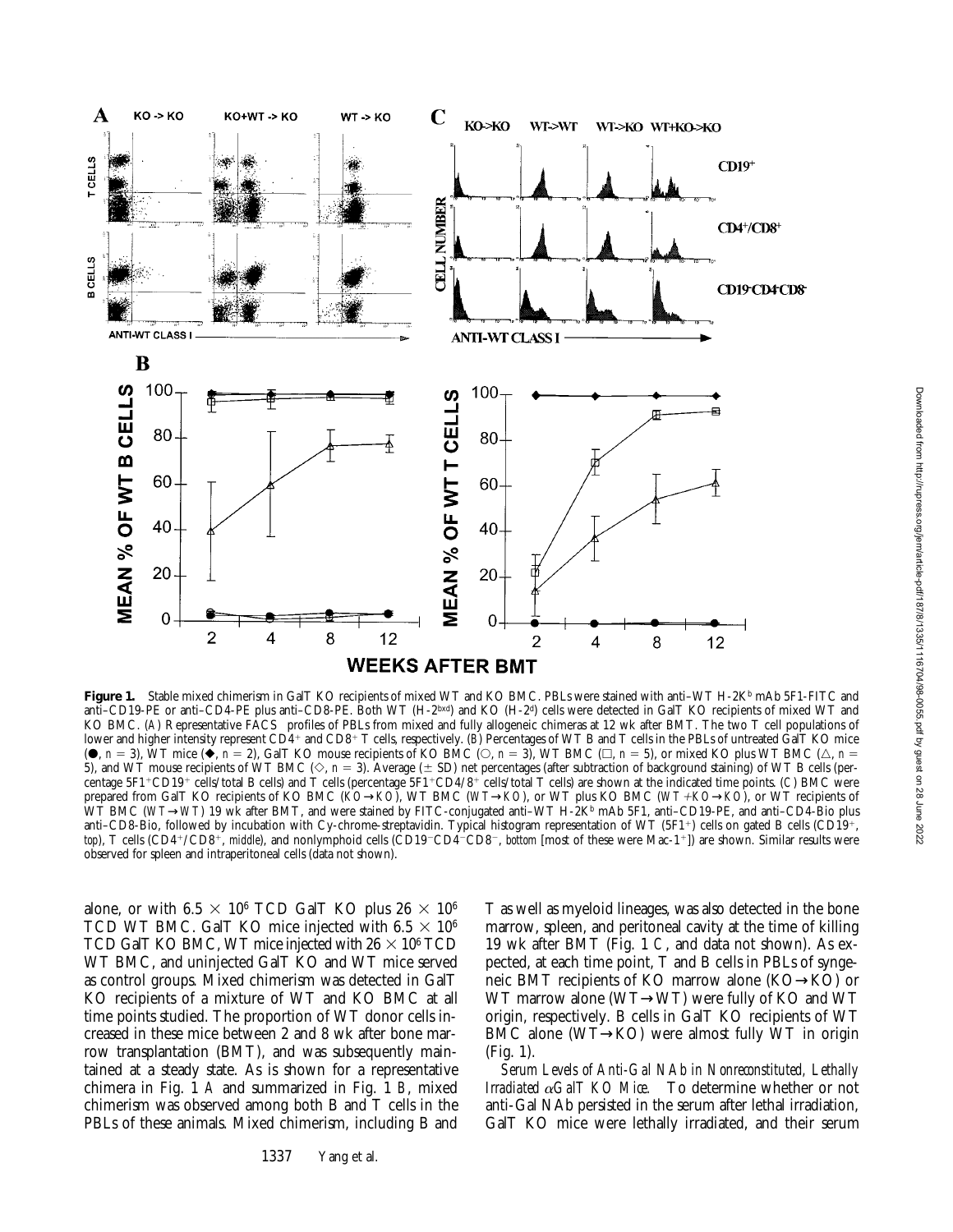A KO -> KO KO+WT -> KO WT -> KO

T CELLS

B CELLS

ANTI-WT CLASS I

C KO->KO WT->WT WT->KO WT+KO->KO

CD19+

CD4+/CD8+

CD19-CD4-CD8-

CELL NUMBER

ANTI-WT CLASS I

B

MEAN % OF WT B CELLS

MEAN % OF WT T CELLS

100
80
60
40
20
0

2 4 8 12

WEEKS AFTER BMT

**Figure 1.** Stable mixed chimerism in GalT KO recipients of mixed WT and KO BMC. PBLs were stained with anti–WT H-2K$^b$ mAb 5F1-FITC and anti–CD19-PE or anti–CD4-PE plus anti–CD8-PE. Both WT (H-2$^{bxd}$) and KO (H-2$^d$) cells were detected in GalT KO recipients of mixed WT and KO BMC. (*A*) Representative FACS® profiles of PBLs from mixed and fully allogeneic chimeras at 12 wk after BMT. The two T cell populations of lower and higher intensity represent CD4$^+$ and CD8$^+$ T cells, respectively. (*B*) Percentages of WT B and T cells in the PBLs of untreated GalT KO mice (●, $n = 3$), WT mice (◆, $n = 2$), GalT KO mouse recipients of KO BMC (○, $n = 3$), WT BMC (□, $n = 5$), or mixed KO plus WT BMC (△, $n = 5$), and WT mouse recipients of WT BMC (◇, $n = 3$). Average (± SD) net percentages (after subtraction of background staining) of WT B cells (percentage 5F1$^+$CD19$^+$ cells/total B cells) and T cells (percentage 5F1$^+$CD4/8$^+$ cells/total T cells) are shown at the indicated time points. (*C*) BMC were prepared from GalT KO recipients of KO BMC (*KO→KO*), WT BMC (*WT→KO*), or WT plus KO BMC (*WT+KO→KO*), or WT recipients of WT BMC (*WT→WT*) 19 wk after BMT, and were stained by FITC-conjugated anti–WT H-2K$^b$ mAb 5F1, anti–CD19-PE, and anti–CD4-Bio plus anti–CD8-Bio, followed by incubation with Cy-chrome-streptavidin. Typical histogram representation of WT (5F1$^+$) cells on gated B cells (CD19$^+$, *top*), T cells (CD4$^+$/CD8$^+$, *middle*), and nonlymphoid cells (CD19$^-$CD4$^-$CD8$^-$, *bottom* [most of these were Mac-1$^+$]) are shown. Similar results were observed for spleen and intraperitoneal cells (data not shown).

alone, or with $6.5 \times 10^6$ TCD GalT KO plus $26 \times 10^6$ TCD WT BMC. GalT KO mice injected with $6.5 \times 10^6$ TCD GalT KO BMC, WT mice injected with $26 \times 10^6$ TCD WT BMC, and uninjected GalT KO and WT mice served as control groups. Mixed chimerism was detected in GalT KO recipients of a mixture of WT and KO BMC at all time points studied. The proportion of WT donor cells increased in these mice between 2 and 8 wk after bone marrow transplantation (BMT), and was subsequently maintained at a steady state. As is shown for a representative chimera in Fig. 1 *A* and summarized in Fig. 1 *B*, mixed chimerism was observed among both B and T cells in the PBLs of these animals. Mixed chimerism, including B and T as well as myeloid lineages, was also detected in the bone marrow, spleen, and peritoneal cavity at the time of killing 19 wk after BMT (Fig. 1 *C*, and data not shown). As expected, at each time point, T and B cells in PBLs of syngeneic BMT recipients of KO marrow alone (KO→KO) or WT marrow alone (WT→WT) were fully of KO and WT origin, respectively. B cells in GalT KO recipients of WT BMC alone (WT→KO) were almost fully WT in origin (Fig. 1).

*Serum Levels of Anti-Gal NAb in Nonreconstituted, Lethally Irradiated αGalT KO Mice.* To determine whether or not anti-Gal NAb persisted in the serum after lethal irradiation, GalT KO mice were lethally irradiated, and their serum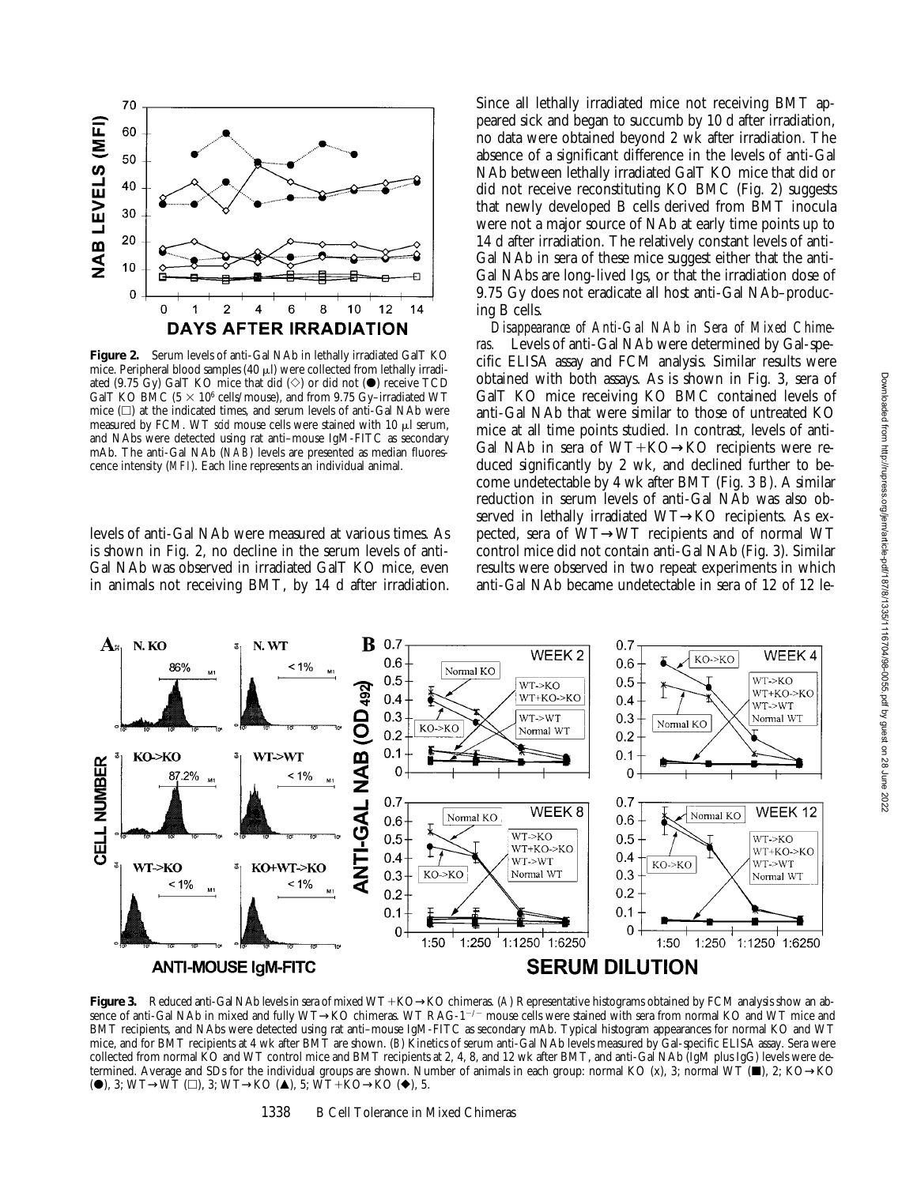NAB LEVELS (MFI)

70
60
50
40
30
20
10
0

0 1 2 4 6 8 10 12 14

DAYS AFTER IRRADIATION

**Figure 2.** Serum levels of anti-Gal NAb in lethally irradiated GalT KO mice. Peripheral blood samples (40 μl) were collected from lethally irradiated (9.75 Gy) GalT KO mice that did (◇) or did not (●) receive TCD GalT KO BMC (5 × $10^6$ cells/mouse), and from 9.75 Gy–irradiated WT mice (□) at the indicated times, and serum levels of anti-Gal NAb were measured by FCM. WT *scid* mouse cells were stained with 10 μl serum, and NAbs were detected using rat anti–mouse IgM-FITC as secondary mAb. The anti-Gal NAb (*NAB*) levels are presented as median fluorescence intensity (*MFI*). Each line represents an individual animal.

levels of anti-Gal NAb were measured at various times. As is shown in Fig. 2, no decline in the serum levels of anti-Gal NAb was observed in irradiated GalT KO mice, even in animals not receiving BMT, by 14 d after irradiation. Since all lethally irradiated mice not receiving BMT appeared sick and began to succumb by 10 d after irradiation, no data were obtained beyond 2 wk after irradiation. The absence of a significant difference in the levels of anti-Gal NAb between lethally irradiated GalT KO mice that did or did not receive reconstituting KO BMC (Fig. 2) suggests that newly developed B cells derived from BMT inocula were not a major source of NAb at early time points up to 14 d after irradiation. The relatively constant levels of anti-Gal NAb in sera of these mice suggest either that the anti-Gal NAbs are long-lived Igs, or that the irradiation dose of 9.75 Gy does not eradicate all host anti-Gal NAb–producing B cells.

*Disappearance of Anti-Gal NAb in Sera of Mixed Chimeras.* Levels of anti-Gal NAb were determined by Gal-specific ELISA assay and FCM analysis. Similar results were obtained with both assays. As is shown in Fig. 3, sera of GalT KO mice receiving KO BMC contained levels of anti-Gal NAb that were similar to those of untreated KO mice at all time points studied. In contrast, levels of anti-Gal NAb in sera of WT+KO→KO recipients were reduced significantly by 2 wk, and declined further to become undetectable by 4 wk after BMT (Fig. 3 *B*). A similar reduction in serum levels of anti-Gal NAb was also observed in lethally irradiated WT→KO recipients. As expected, sera of WT→WT recipients and of normal WT control mice did not contain anti-Gal NAb (Fig. 3). Similar results were observed in two repeat experiments in which anti-Gal NAb became undetectable in sera of 12 of 12 le-

A

N. KO 86%
N. WT < 1%
KO->KO 87.2%
WT->WT < 1%
WT->KO < 1%
KO+WT->KO < 1%

CELL NUMBER

ANTI-MOUSE IgM-FITC

B

ANTI-GAL NAB (OD 492)

WEEK 2: Normal KO; WT->KO; WT+KO->KO; WT->WT; Normal WT; KO->KO

WEEK 4: KO->KO; WT->KO; WT+KO->KO; WT->WT; Normal WT; Normal KO

WEEK 8: Normal KO; WT->KO; WT+KO->KO; WT->WT; Normal WT; KO->KO

WEEK 12: Normal KO; WT->KO; WT+KO->KO; WT->WT; Normal WT; KO->KO

0.7
0.6
0.5
0.4
0.3
0.2
0.1
0

1:50 1:250 1:1250 1:6250

SERUM DILUTION

**Figure 3.** Reduced anti-Gal NAb levels in sera of mixed WT+KO→KO chimeras. (*A*) Representative histograms obtained by FCM analysis show an absence of anti-Gal NAb in mixed and fully WT→KO chimeras. WT RAG-$1^{-/-}$ mouse cells were stained with sera from normal KO and WT mice and BMT recipients, and NAbs were detected using rat anti–mouse IgM-FITC as secondary mAb. Typical histogram appearances for normal KO and WT mice, and for BMT recipients at 4 wk after BMT are shown. (*B*) Kinetics of serum anti-Gal NAb levels measured by Gal-specific ELISA assay. Sera were collected from normal KO and WT control mice and BMT recipients at 2, 4, 8, and 12 wk after BMT, and anti-Gal NAb (IgM plus IgG) levels were determined. Average and SDs for the individual groups are shown. Number of animals in each group: normal KO (x), 3; normal WT (■), 2; KO→KO (●), 3; WT→WT (□), 3; WT→KO (▲), 5; WT+KO→KO (◆), 5.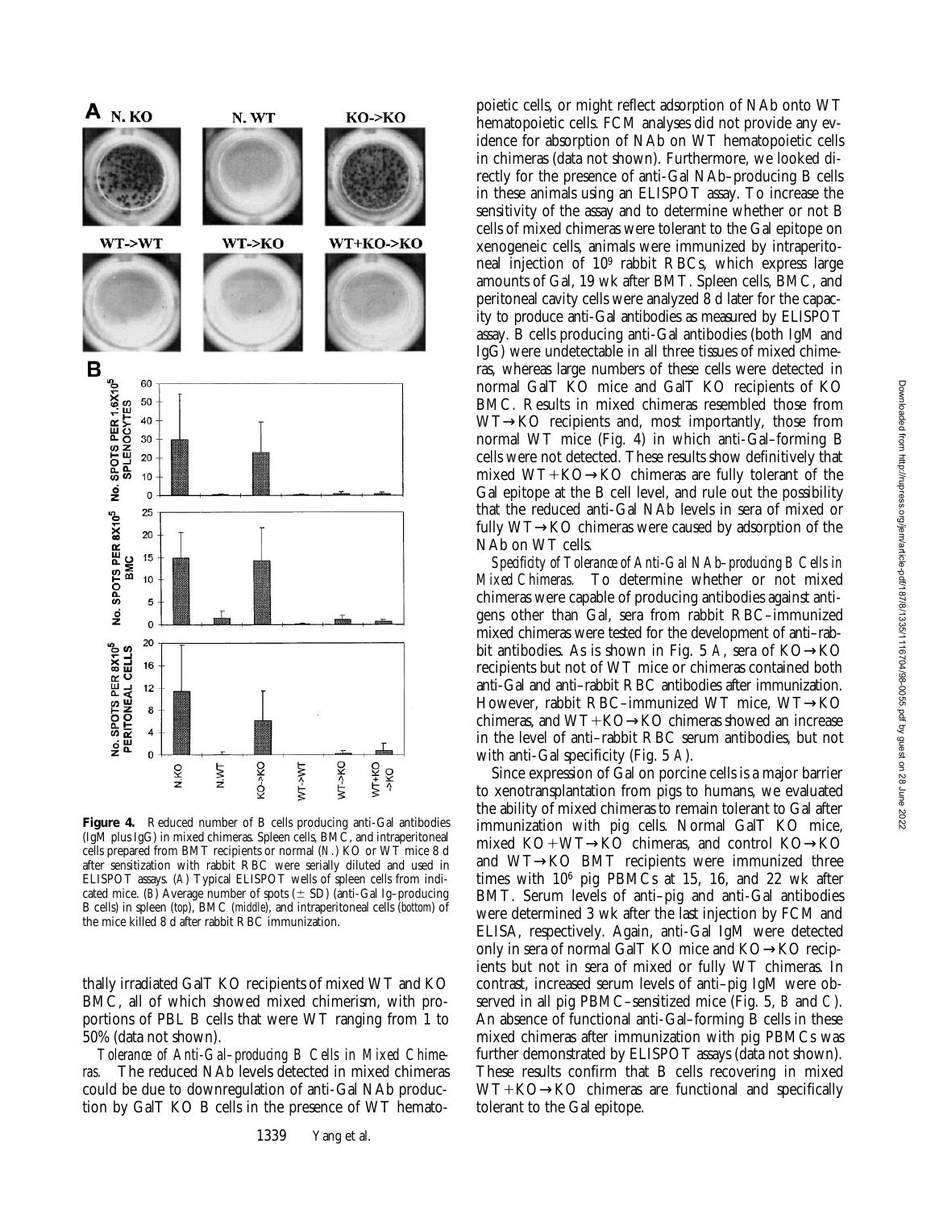A N. KO N. WT KO->KO

WT->WT WT->KO WT+KO->KO

B

No. SPOTS PER $1.6\text{X}10^5$ SPLENOCYTES

60
50
40
30
20
10
0

No. SPOTS PER $8\text{X}10^5$ BMC

25
20
15
10
5
0

No. SPOTS PER $8\text{X}10^5$ PERITONEAL CELLS

20
16
12
8
4
0

N.KO N.WT KO->KO WT->WT WT->KO WT+KO ->KO

**Figure 4.** Reduced number of B cells producing anti-Gal antibodies (IgM plus IgG) in mixed chimeras. Spleen cells, BMC, and intraperitoneal cells prepared from BMT recipients or normal (*N.*) KO or WT mice 8 d after sensitization with rabbit RBC were serially diluted and used in ELISPOT assays. (*A*) Typical ELISPOT wells of spleen cells from indicated mice. (*B*) Average number of spots (± SD) (anti-Gal Ig–producing B cells) in spleen (*top*), BMC (*middle*), and intraperitoneal cells (*bottom*) of the mice killed 8 d after rabbit RBC immunization.

thally irradiated GalT KO recipients of mixed WT and KO BMC, all of which showed mixed chimerism, with proportions of PBL B cells that were WT ranging from 1 to 50% (data not shown).

*Tolerance of Anti-Gal–producing B Cells in Mixed Chimeras.* The reduced NAb levels detected in mixed chimeras could be due to downregulation of anti-Gal NAb production by GalT KO B cells in the presence of WT hematopoietic cells, or might reflect adsorption of NAb onto WT hematopoietic cells. FCM analyses did not provide any evidence for absorption of NAb on WT hematopoietic cells in chimeras (data not shown). Furthermore, we looked directly for the presence of anti-Gal NAb–producing B cells in these animals using an ELISPOT assay. To increase the sensitivity of the assay and to determine whether or not B cells of mixed chimeras were tolerant to the Gal epitope on xenogeneic cells, animals were immunized by intraperitoneal injection of $10^9$ rabbit RBCs, which express large amounts of Gal, 19 wk after BMT. Spleen cells, BMC, and peritoneal cavity cells were analyzed 8 d later for the capacity to produce anti-Gal antibodies as measured by ELISPOT assay. B cells producing anti-Gal antibodies (both IgM and IgG) were undetectable in all three tissues of mixed chimeras, whereas large numbers of these cells were detected in normal GalT KO mice and GalT KO recipients of KO BMC. Results in mixed chimeras resembled those from WT→KO recipients and, most importantly, those from normal WT mice (Fig. 4) in which anti-Gal–forming B cells were not detected. These results show definitively that mixed WT+KO→KO chimeras are fully tolerant of the Gal epitope at the B cell level, and rule out the possibility that the reduced anti-Gal NAb levels in sera of mixed or fully WT→KO chimeras were caused by adsorption of the NAb on WT cells.

*Specificity of Tolerance of Anti-Gal NAb–producing B Cells in Mixed Chimeras.* To determine whether or not mixed chimeras were capable of producing antibodies against antigens other than Gal, sera from rabbit RBC–immunized mixed chimeras were tested for the development of anti–rabbit antibodies. As is shown in Fig. 5 *A*, sera of KO→KO recipients but not of WT mice or chimeras contained both anti-Gal and anti–rabbit RBC antibodies after immunization. However, rabbit RBC–immunized WT mice, WT→KO chimeras, and WT+KO→KO chimeras showed an increase in the level of anti–rabbit RBC serum antibodies, but not with anti-Gal specificity (Fig. 5 *A*).

Since expression of Gal on porcine cells is a major barrier to xenotransplantation from pigs to humans, we evaluated the ability of mixed chimeras to remain tolerant to Gal after immunization with pig cells. Normal GalT KO mice, mixed KO+WT→KO chimeras, and control KO→KO and WT→KO BMT recipients were immunized three times with $10^6$ pig PBMCs at 15, 16, and 22 wk after BMT. Serum levels of anti–pig and anti-Gal antibodies were determined 3 wk after the last injection by FCM and ELISA, respectively. Again, anti-Gal IgM were detected only in sera of normal GalT KO mice and KO→KO recipients but not in sera of mixed or fully WT chimeras. In contrast, increased serum levels of anti–pig IgM were observed in all pig PBMC–sensitized mice (Fig. 5, *B* and *C*). An absence of functional anti-Gal–forming B cells in these mixed chimeras after immunization with pig PBMCs was further demonstrated by ELISPOT assays (data not shown). These results confirm that B cells recovering in mixed WT+KO→KO chimeras are functional and specifically tolerant to the Gal epitope.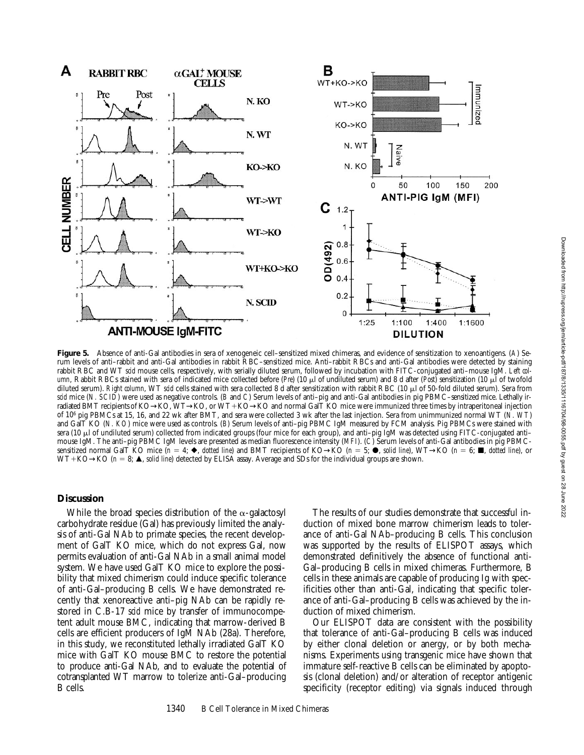A RABBIT RBC    αGAL⁺ MOUSE CELLS

Pre    Post

N. KO

N. WT

KO->KO

WT->WT

WT->KO

WT+KO->KO

N. SCID

CELL NUMBER

ANTI-MOUSE IgM-FITC

B

WT+KO->KO

WT->KO

KO->KO

N. WT

N. KO

Immunized

Naive

0 50 100 150 200

ANTI-PIG IgM (MFI)

C

OD(492)

1.2

1

0.8

0.6

0.4

0.2

0

1:25 1:100 1:400 1:1600

DILUTION

**Figure 5.** Absence of anti-Gal antibodies in sera of xenogeneic cell–sensitized mixed chimeras, and evidence of sensitization to xenoantigens. (*A*) Serum levels of anti–rabbit and anti-Gal antibodies in rabbit RBC–sensitized mice. Anti–rabbit RBCs and anti-Gal antibodies were detected by staining rabbit RBC and WT *scid* mouse cells, respectively, with serially diluted serum, followed by incubation with FITC-conjugated anti–mouse IgM. *Left column*, Rabbit RBCs stained with sera of indicated mice collected before (*Pre*) (10 μl of undiluted serum) and 8 d after (*Post*) sensitization (10 μl of twofold diluted serum). *Right column*, WT *scid* cells stained with sera collected 8 d after sensitization with rabbit RBC (10 μl of 50-fold diluted serum). Sera from *scid* mice (*N. SCID*) were used as negative controls. (*B* and *C*) Serum levels of anti–pig and anti-Gal antibodies in pig PBMC–sensitized mice. Lethally irradiated BMT recipients of KO→KO, WT→KO, or WT+KO→KO and normal GalT KO mice were immunized three times by intraperitoneal injection of $10^6$ pig PBMCs at 15, 16, and 22 wk after BMT, and sera were collected 3 wk after the last injection. Sera from unimmunized normal WT (*N. WT*) and GalT KO (*N. KO*) mice were used as controls. (*B*) Serum levels of anti–pig PBMC IgM measured by FCM analysis. Pig PBMCs were stained with sera (10 μl of undiluted serum) collected from indicated groups (four mice for each group), and anti–pig IgM was detected using FITC-conjugated anti–mouse IgM. The anti–pig PBMC IgM levels are presented as median fluorescence intensity (*MFI*). (*C*) Serum levels of anti-Gal antibodies in pig PBMC-sensitized normal GalT KO mice (*n* = 4; ◆, *dotted line*) and BMT recipients of KO→KO (*n* = 5; ●, *solid line*), WT→KO (*n* = 6; ■, *dotted line*), or WT+KO→KO (*n* = 8; ▲, *solid line*) detected by ELISA assay. Average and SDs for the individual groups are shown.

## Discussion

While the broad species distribution of the α-galactosyl carbohydrate residue (Gal) has previously limited the analysis of anti-Gal NAb to primate species, the recent development of GalT KO mice, which do not express Gal, now permits evaluation of anti-Gal NAb in a small animal model system. We have used GalT KO mice to explore the possibility that mixed chimerism could induce specific tolerance of anti-Gal–producing B cells. We have demonstrated recently that xenoreactive anti–pig NAb can be rapidly restored in C.B-17 *scid* mice by transfer of immunocompetent adult mouse BMC, indicating that marrow-derived B cells are efficient producers of IgM NAb (28a). Therefore, in this study, we reconstituted lethally irradiated GalT KO mice with GalT KO mouse BMC to restore the potential to produce anti-Gal NAb, and to evaluate the potential of cotransplanted WT marrow to tolerize anti-Gal–producing B cells.

The results of our studies demonstrate that successful induction of mixed bone marrow chimerism leads to tolerance of anti-Gal NAb–producing B cells. This conclusion was supported by the results of ELISPOT assays, which demonstrated definitively the absence of functional anti-Gal–producing B cells in mixed chimeras. Furthermore, B cells in these animals are capable of producing Ig with specificities other than anti-Gal, indicating that specific tolerance of anti-Gal–producing B cells was achieved by the induction of mixed chimerism.

Our ELISPOT data are consistent with the possibility that tolerance of anti-Gal–producing B cells was induced by either clonal deletion or anergy, or by both mechanisms. Experiments using transgenic mice have shown that immature self-reactive B cells can be eliminated by apoptosis (clonal deletion) and/or alteration of receptor antigenic specificity (receptor editing) via signals induced through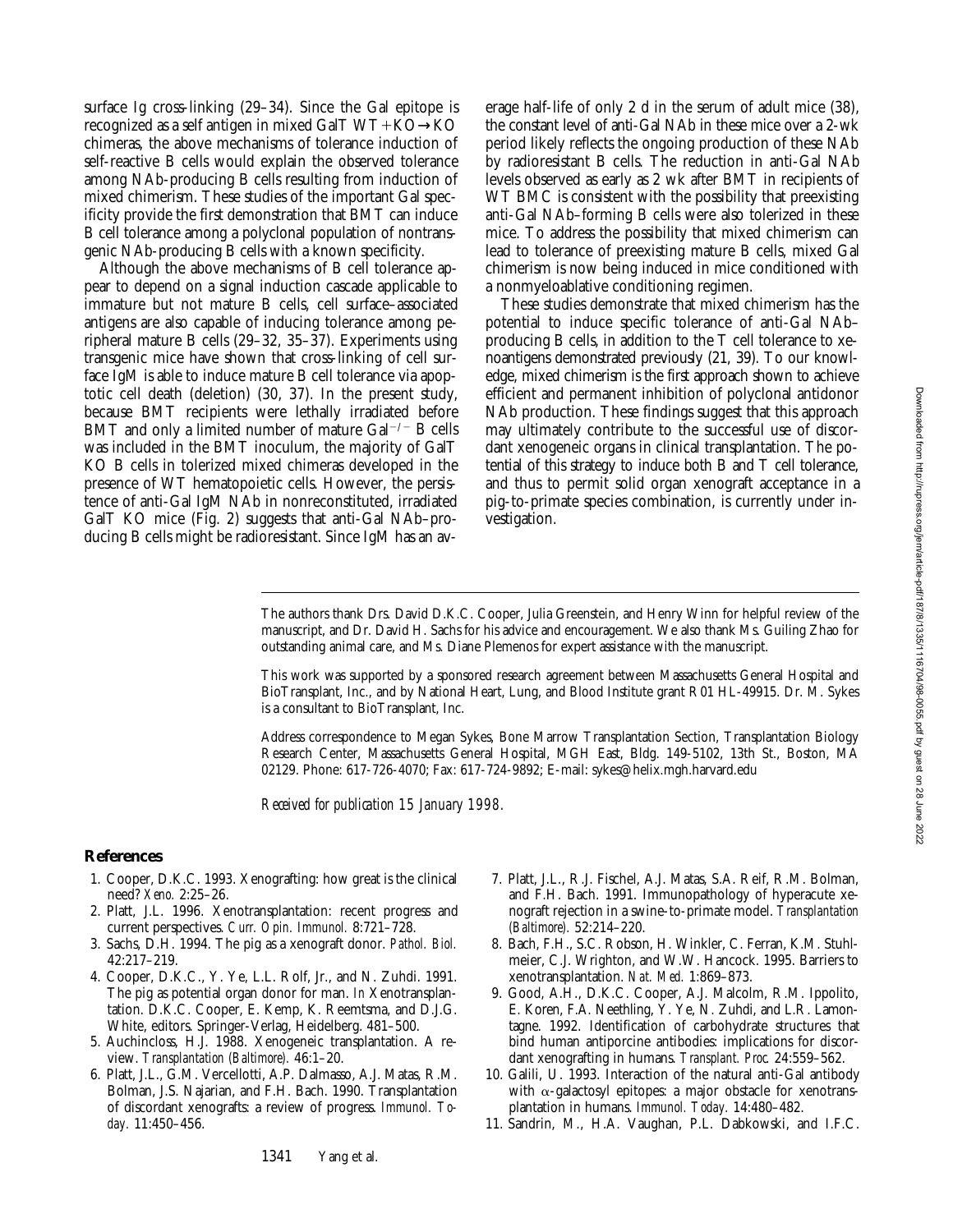surface Ig cross-linking (29–34). Since the Gal epitope is recognized as a self antigen in mixed GalT WT+KO→KO chimeras, the above mechanisms of tolerance induction of self-reactive B cells would explain the observed tolerance among NAb-producing B cells resulting from induction of mixed chimerism. These studies of the important Gal specificity provide the first demonstration that BMT can induce B cell tolerance among a polyclonal population of nontransgenic NAb-producing B cells with a known specificity.

Although the above mechanisms of B cell tolerance appear to depend on a signal induction cascade applicable to immature but not mature B cells, cell surface–associated antigens are also capable of inducing tolerance among peripheral mature B cells (29–32, 35–37). Experiments using transgenic mice have shown that cross-linking of cell surface IgM is able to induce mature B cell tolerance via apoptotic cell death (deletion) (30, 37). In the present study, because BMT recipients were lethally irradiated before BMT and only a limited number of mature $Gal^{-/-}$ B cells was included in the BMT inoculum, the majority of GalT KO B cells in tolerized mixed chimeras developed in the presence of WT hematopoietic cells. However, the persistence of anti-Gal IgM NAb in nonreconstituted, irradiated GalT KO mice (Fig. 2) suggests that anti-Gal NAb–producing B cells might be radioresistant. Since IgM has an average half-life of only 2 d in the serum of adult mice (38), the constant level of anti-Gal NAb in these mice over a 2-wk period likely reflects the ongoing production of these NAb by radioresistant B cells. The reduction in anti-Gal NAb levels observed as early as 2 wk after BMT in recipients of WT BMC is consistent with the possibility that preexisting anti-Gal NAb–forming B cells were also tolerized in these mice. To address the possibility that mixed chimerism can lead to tolerance of preexisting mature B cells, mixed Gal chimerism is now being induced in mice conditioned with a nonmyeloablative conditioning regimen.

These studies demonstrate that mixed chimerism has the potential to induce specific tolerance of anti-Gal NAb–producing B cells, in addition to the T cell tolerance to xenoantigens demonstrated previously (21, 39). To our knowledge, mixed chimerism is the first approach shown to achieve efficient and permanent inhibition of polyclonal antidonor NAb production. These findings suggest that this approach may ultimately contribute to the successful use of discordant xenogeneic organs in clinical transplantation. The potential of this strategy to induce both B and T cell tolerance, and thus to permit solid organ xenograft acceptance in a pig-to-primate species combination, is currently under investigation.

The authors thank Drs. David D.K.C. Cooper, Julia Greenstein, and Henry Winn for helpful review of the manuscript, and Dr. David H. Sachs for his advice and encouragement. We also thank Ms. Guiling Zhao for outstanding animal care, and Ms. Diane Plemenos for expert assistance with the manuscript.

This work was supported by a sponsored research agreement between Massachusetts General Hospital and BioTransplant, Inc., and by National Heart, Lung, and Blood Institute grant R01 HL-49915. Dr. M. Sykes is a consultant to BioTransplant, Inc.

Address correspondence to Megan Sykes, Bone Marrow Transplantation Section, Transplantation Biology Research Center, Massachusetts General Hospital, MGH East, Bldg. 149-5102, 13th St., Boston, MA 02129. Phone: 617-726-4070; Fax: 617-724-9892; E-mail: sykes@helix.mgh.harvard.edu

*Received for publication 15 January 1998.*

## References

1. Cooper, D.K.C. 1993. Xenografting: how great is the clinical need? *Xeno.* 2:25–26.
2. Platt, J.L. 1996. Xenotransplantation: recent progress and current perspectives. *Curr. Opin. Immunol.* 8:721–728.
3. Sachs, D.H. 1994. The pig as a xenograft donor. *Pathol. Biol.* 42:217–219.
4. Cooper, D.K.C., Y. Ye, L.L. Rolf, Jr., and N. Zuhdi. 1991. The pig as potential organ donor for man. *In* Xenotransplantation. D.K.C. Cooper, E. Kemp, K. Reemtsma, and D.J.G. White, editors. Springer-Verlag, Heidelberg. 481–500.
5. Auchincloss, H.J. 1988. Xenogeneic transplantation. A review. *Transplantation (Baltimore).* 46:1–20.
6. Platt, J.L., G.M. Vercellotti, A.P. Dalmasso, A.J. Matas, R.M. Bolman, J.S. Najarian, and F.H. Bach. 1990. Transplantation of discordant xenografts: a review of progress. *Immunol. Today.* 11:450–456.
7. Platt, J.L., R.J. Fischel, A.J. Matas, S.A. Reif, R.M. Bolman, and F.H. Bach. 1991. Immunopathology of hyperacute xenograft rejection in a swine-to-primate model. *Transplantation (Baltimore).* 52:214–220.
8. Bach, F.H., S.C. Robson, H. Winkler, C. Ferran, K.M. Stuhlmeier, C.J. Wrighton, and W.W. Hancock. 1995. Barriers to xenotransplantation. *Nat. Med.* 1:869–873.
9. Good, A.H., D.K.C. Cooper, A.J. Malcolm, R.M. Ippolito, E. Koren, F.A. Neethling, Y. Ye, N. Zuhdi, and L.R. Lamontagne. 1992. Identification of carbohydrate structures that bind human antiporcine antibodies: implications for discordant xenografting in humans. *Transplant. Proc.* 24:559–562.
10. Galili, U. 1993. Interaction of the natural anti-Gal antibody with α-galactosyl epitopes: a major obstacle for xenotransplantation in humans. *Immunol. Today.* 14:480–482.
11. Sandrin, M., H.A. Vaughan, P.L. Dabkowski, and I.F.C.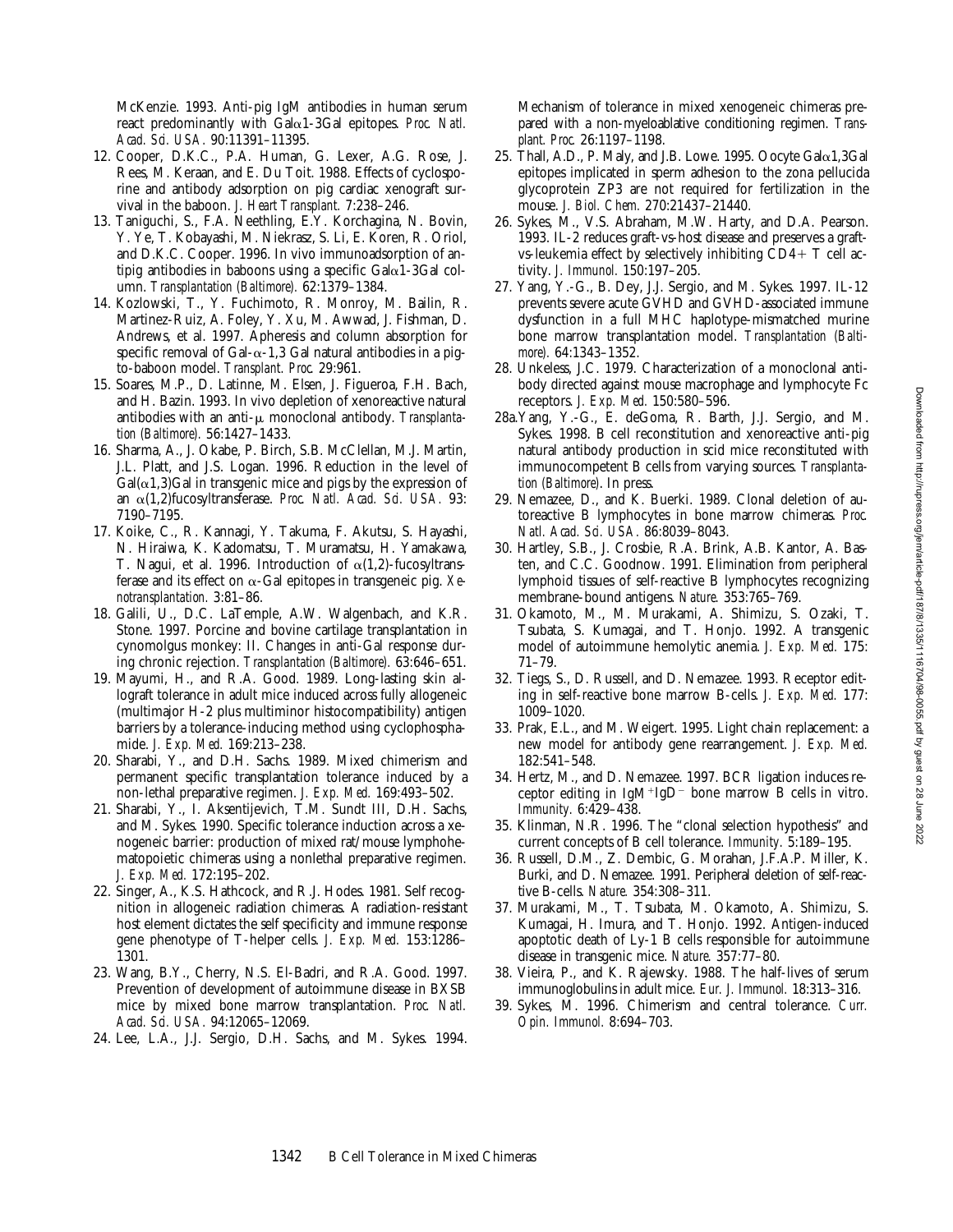McKenzie. 1993. Anti-pig IgM antibodies in human serum react predominantly with Galα1-3Gal epitopes. *Proc. Natl. Acad. Sci. USA.* 90:11391–11395.

12. Cooper, D.K.C., P.A. Human, G. Lexer, A.G. Rose, J. Rees, M. Keraan, and E. Du Toit. 1988. Effects of cyclosporine and antibody adsorption on pig cardiac xenograft survival in the baboon. *J. Heart Transplant.* 7:238–246.
13. Taniguchi, S., F.A. Neethling, E.Y. Korchagina, N. Bovin, Y. Ye, T. Kobayashi, M. Niekrasz, S. Li, E. Koren, R. Oriol, and D.K.C. Cooper. 1996. In vivo immunoadsorption of antipig antibodies in baboons using a specific Galα1-3Gal column. *Transplantation (Baltimore).* 62:1379–1384.
14. Kozlowski, T., Y. Fuchimoto, R. Monroy, M. Bailin, R. Martinez-Ruiz, A. Foley, Y. Xu, M. Awwad, J. Fishman, D. Andrews, et al. 1997. Apheresis and column absorption for specific removal of Gal-α-1,3 Gal natural antibodies in a pig-to-baboon model. *Transplant. Proc.* 29:961.
15. Soares, M.P., D. Latinne, M. Elsen, J. Figueroa, F.H. Bach, and H. Bazin. 1993. In vivo depletion of xenoreactive natural antibodies with an anti-μ monoclonal antibody. *Transplantation (Baltimore).* 56:1427–1433.
16. Sharma, A., J. Okabe, P. Birch, S.B. McClellan, M.J. Martin, J.L. Platt, and J.S. Logan. 1996. Reduction in the level of Gal(α1,3)Gal in transgenic mice and pigs by the expression of an α(1,2)fucosyltransferase. *Proc. Natl. Acad. Sci. USA.* 93: 7190–7195.
17. Koike, C., R. Kannagi, Y. Takuma, F. Akutsu, S. Hayashi, N. Hiraiwa, K. Kadomatsu, T. Muramatsu, H. Yamakawa, T. Nagui, et al. 1996. Introduction of α(1,2)-fucosyltransferase and its effect on α-Gal epitopes in transgeneic pig. *Xenotransplantation.* 3:81–86.
18. Galili, U., D.C. LaTemple, A.W. Walgenbach, and K.R. Stone. 1997. Porcine and bovine cartilage transplantation in cynomolgus monkey: II. Changes in anti-Gal response during chronic rejection. *Transplantation (Baltimore).* 63:646–651.
19. Mayumi, H., and R.A. Good. 1989. Long-lasting skin allograft tolerance in adult mice induced across fully allogeneic (multimajor H-2 plus multiminor histocompatibility) antigen barriers by a tolerance-inducing method using cyclophosphamide. *J. Exp. Med.* 169:213–238.
20. Sharabi, Y., and D.H. Sachs. 1989. Mixed chimerism and permanent specific transplantation tolerance induced by a non-lethal preparative regimen. *J. Exp. Med.* 169:493–502.
21. Sharabi, Y., I. Aksentijevich, T.M. Sundt III, D.H. Sachs, and M. Sykes. 1990. Specific tolerance induction across a xenogeneic barrier: production of mixed rat/mouse lymphohematopoietic chimeras using a nonlethal preparative regimen. *J. Exp. Med.* 172:195–202.
22. Singer, A., K.S. Hathcock, and R.J. Hodes. 1981. Self recognition in allogeneic radiation chimeras. A radiation-resistant host element dictates the self specificity and immune response gene phenotype of T-helper cells. *J. Exp. Med.* 153:1286–1301.
23. Wang, B.Y., Cherry, N.S. El-Badri, and R.A. Good. 1997. Prevention of development of autoimmune disease in BXSB mice by mixed bone marrow transplantation. *Proc. Natl. Acad. Sci. USA.* 94:12065–12069.
24. Lee, L.A., J.J. Sergio, D.H. Sachs, and M. Sykes. 1994. Mechanism of tolerance in mixed xenogeneic chimeras prepared with a non-myeloablative conditioning regimen. *Transplant. Proc.* 26:1197–1198.
25. Thall, A.D., P. Maly, and J.B. Lowe. 1995. Oocyte Galα1,3Gal epitopes implicated in sperm adhesion to the zona pellucida glycoprotein ZP3 are not required for fertilization in the mouse. *J. Biol. Chem.* 270:21437–21440.
26. Sykes, M., V.S. Abraham, M.W. Harty, and D.A. Pearson. 1993. IL-2 reduces graft-vs-host disease and preserves a graft-vs-leukemia effect by selectively inhibiting CD4+ T cell activity. *J. Immunol.* 150:197–205.
27. Yang, Y.-G., B. Dey, J.J. Sergio, and M. Sykes. 1997. IL-12 prevents severe acute GVHD and GVHD-associated immune dysfunction in a full MHC haplotype-mismatched murine bone marrow transplantation model. *Transplantation (Baltimore).* 64:1343–1352.
28. Unkeless, J.C. 1979. Characterization of a monoclonal antibody directed against mouse macrophage and lymphocyte Fc receptors. *J. Exp. Med.* 150:580–596.

28a. Yang, Y.-G., E. deGoma, R. Barth, J.J. Sergio, and M. Sykes. 1998. B cell reconstitution and xenoreactive anti-pig natural antibody production in scid mice reconstituted with immunocompetent B cells from varying sources. *Transplantation (Baltimore).* In press.

29. Nemazee, D., and K. Buerki. 1989. Clonal deletion of autoreactive B lymphocytes in bone marrow chimeras. *Proc. Natl. Acad. Sci. USA.* 86:8039–8043.
30. Hartley, S.B., J. Crosbie, R.A. Brink, A.B. Kantor, A. Basten, and C.C. Goodnow. 1991. Elimination from peripheral lymphoid tissues of self-reactive B lymphocytes recognizing membrane-bound antigens. *Nature.* 353:765–769.
31. Okamoto, M., M. Murakami, A. Shimizu, S. Ozaki, T. Tsubata, S. Kumagai, and T. Honjo. 1992. A transgenic model of autoimmune hemolytic anemia. *J. Exp. Med.* 175: 71–79.
32. Tiegs, S., D. Russell, and D. Nemazee. 1993. Receptor editing in self-reactive bone marrow B-cells. *J. Exp. Med.* 177: 1009–1020.
33. Prak, E.L., and M. Weigert. 1995. Light chain replacement: a new model for antibody gene rearrangement. *J. Exp. Med.* 182:541–548.
34. Hertz, M., and D. Nemazee. 1997. BCR ligation induces receptor editing in IgM$^+$IgD$^-$ bone marrow B cells in vitro. *Immunity.* 6:429–438.
35. Klinman, N.R. 1996. The "clonal selection hypothesis" and current concepts of B cell tolerance. *Immunity.* 5:189–195.
36. Russell, D.M., Z. Dembic, G. Morahan, J.F.A.P. Miller, K. Burki, and D. Nemazee. 1991. Peripheral deletion of self-reactive B-cells. *Nature.* 354:308–311.
37. Murakami, M., T. Tsubata, M. Okamoto, A. Shimizu, S. Kumagai, H. Imura, and T. Honjo. 1992. Antigen-induced apoptotic death of Ly-1 B cells responsible for autoimmune disease in transgenic mice. *Nature.* 357:77–80.
38. Vieira, P., and K. Rajewsky. 1988. The half-lives of serum immunoglobulins in adult mice. *Eur. J. Immunol.* 18:313–316.
39. Sykes, M. 1996. Chimerism and central tolerance. *Curr. Opin. Immunol.* 8:694–703.